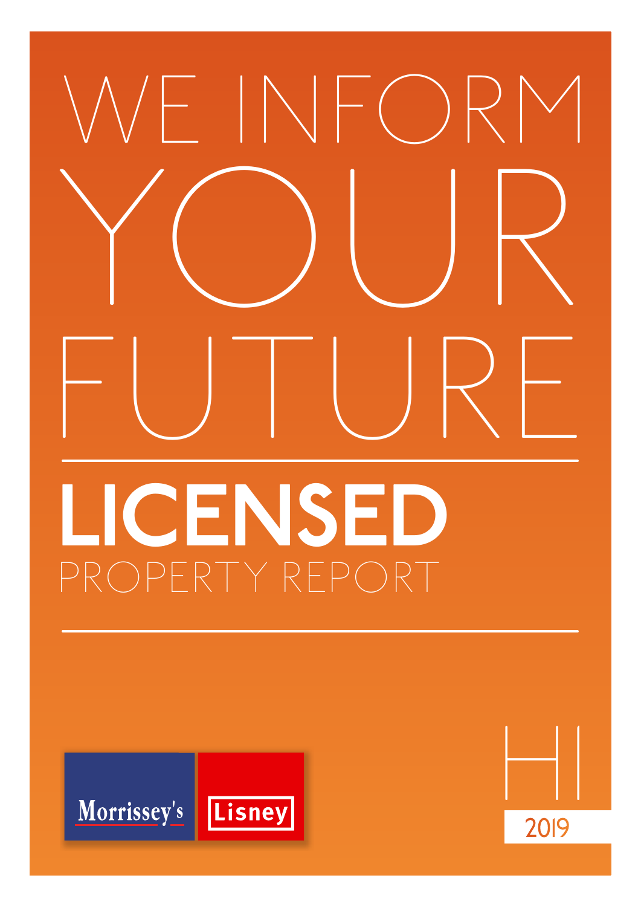# WE INFORM YOUR FUTURE

## LICENSED

PROPERTY REPORT

Morrissey's | Lisney

H1

2019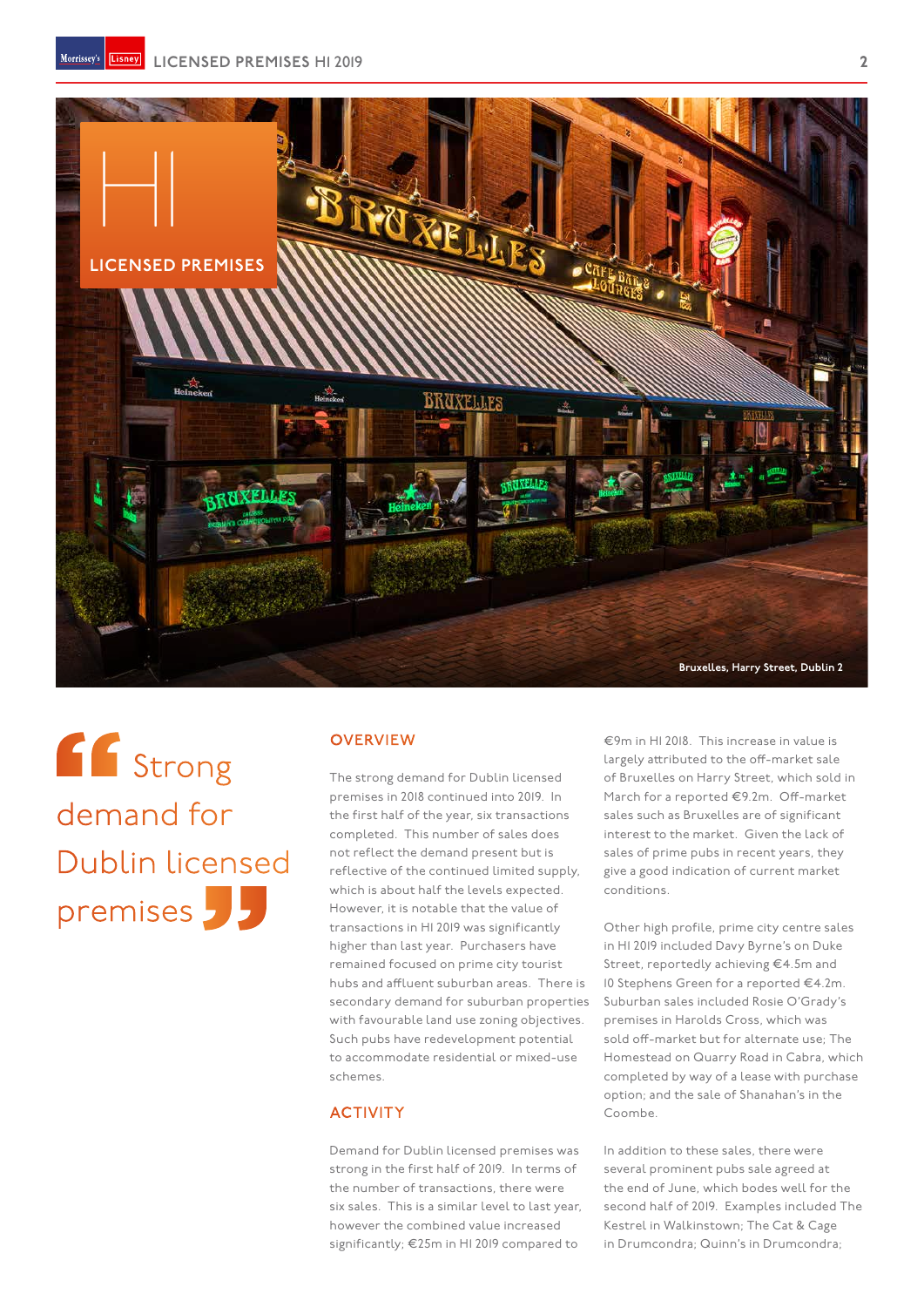# H1 LICENSED PREMISES

Bruxelles, Harry Street, Dublin 2

> Strong demand for Dublin licensed premises

## OVERVIEW

The strong demand for Dublin licensed premises in 2018 continued into 2019. In the first half of the year, six transactions completed. This number of sales does not reflect the demand present but is reflective of the continued limited supply, which is about half the levels expected. However, it is notable that the value of transactions in H1 2019 was significantly higher than last year. Purchasers have remained focused on prime city tourist hubs and affluent suburban areas. There is secondary demand for suburban properties with favourable land use zoning objectives. Such pubs have redevelopment potential to accommodate residential or mixed-use schemes.

## ACTIVITY

Demand for Dublin licensed premises was strong in the first half of 2019. In terms of the number of transactions, there were six sales. This is a similar level to last year, however the combined value increased significantly; €25m in H1 2019 compared to €9m in H1 2018. This increase in value is largely attributed to the off-market sale of Bruxelles on Harry Street, which sold in March for a reported €9.2m. Off-market sales such as Bruxelles are of significant interest to the market. Given the lack of sales of prime pubs in recent years, they give a good indication of current market conditions.

Other high profile, prime city centre sales in H1 2019 included Davy Byrne's on Duke Street, reportedly achieving €4.5m and 10 Stephens Green for a reported €4.2m. Suburban sales included Rosie O'Grady's premises in Harolds Cross, which was sold off-market but for alternate use; The Homestead on Quarry Road in Cabra, which completed by way of a lease with purchase option; and the sale of Shanahan's in the Coombe.

In addition to these sales, there were several prominent pubs sale agreed at the end of June, which bodes well for the second half of 2019. Examples included The Kestrel in Walkinstown; The Cat & Cage in Drumcondra; Quinn's in Drumcondra;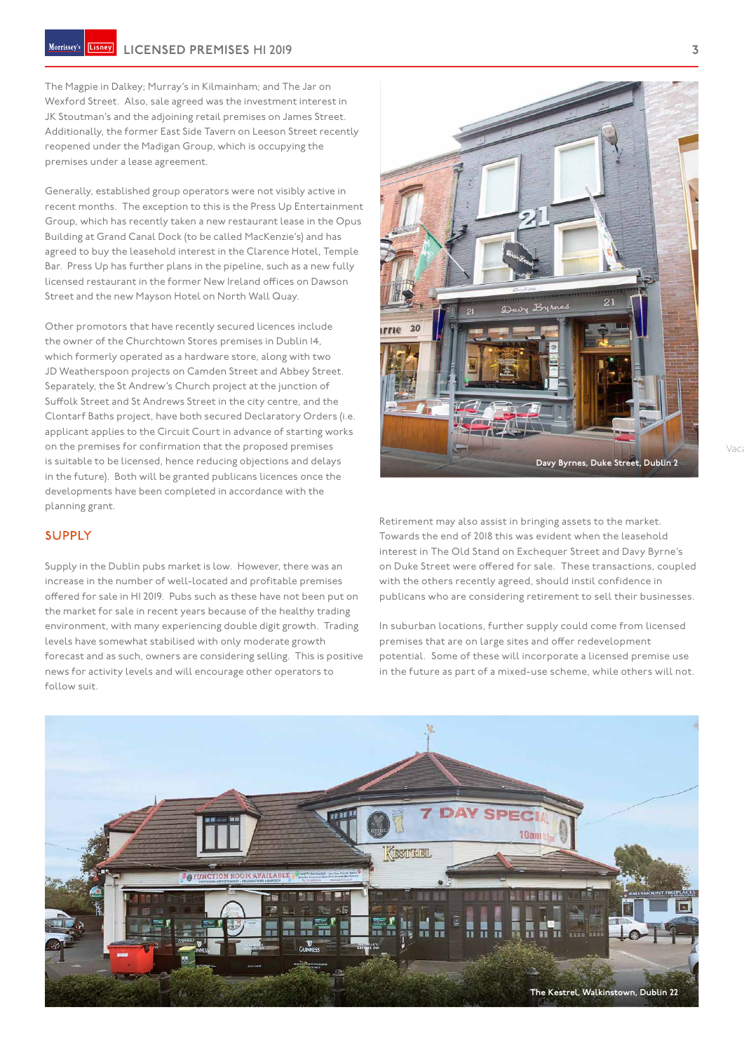The Magpie in Dalkey; Murray's in Kilmainham; and The Jar on Wexford Street. Also, sale agreed was the investment interest in JK Stoutman's and the adjoining retail premises on James Street. Additionally, the former East Side Tavern on Leeson Street recently reopened under the Madigan Group, which is occupying the premises under a lease agreement.

Generally, established group operators were not visibly active in recent months. The exception to this is the Press Up Entertainment Group, which has recently taken a new restaurant lease in the Opus Building at Grand Canal Dock (to be called MacKenzie's) and has agreed to buy the leasehold interest in the Clarence Hotel, Temple Bar. Press Up has further plans in the pipeline, such as a new fully licensed restaurant in the former New Ireland offices on Dawson Street and the new Mayson Hotel on North Wall Quay.

Other promotors that have recently secured licences include the owner of the Churchtown Stores premises in Dublin 14, which formerly operated as a hardware store, along with two JD Weatherspoon projects on Camden Street and Abbey Street. Separately, the St Andrew's Church project at the junction of Suffolk Street and St Andrews Street in the city centre, and the Clontarf Baths project, have both secured Declaratory Orders (i.e. applicant applies to the Circuit Court in advance of starting works on the premises for confirmation that the proposed premises is suitable to be licensed, hence reducing objections and delays in the future). Both will be granted publicans licences once the developments have been completed in accordance with the planning grant.

## SUPPLY

Supply in the Dublin pubs market is low. However, there was an increase in the number of well-located and profitable premises offered for sale in H1 2019. Pubs such as these have not been put on the market for sale in recent years because of the healthy trading environment, with many experiencing double digit growth. Trading levels have somewhat stabilised with only moderate growth forecast and as such, owners are considering selling. This is positive news for activity levels and will encourage other operators to follow suit.

Davy Byrnes, Duke Street, Dublin 2

Retirement may also assist in bringing assets to the market. Towards the end of 2018 this was evident when the leasehold interest in The Old Stand on Exchequer Street and Davy Byrne's on Duke Street were offered for sale. These transactions, coupled with the others recently agreed, should instil confidence in publicans who are considering retirement to sell their businesses.

In suburban locations, further supply could come from licensed premises that are on large sites and offer redevelopment potential. Some of these will incorporate a licensed premise use in the future as part of a mixed-use scheme, while others will not.

The Kestrel, Walkinstown, Dublin 22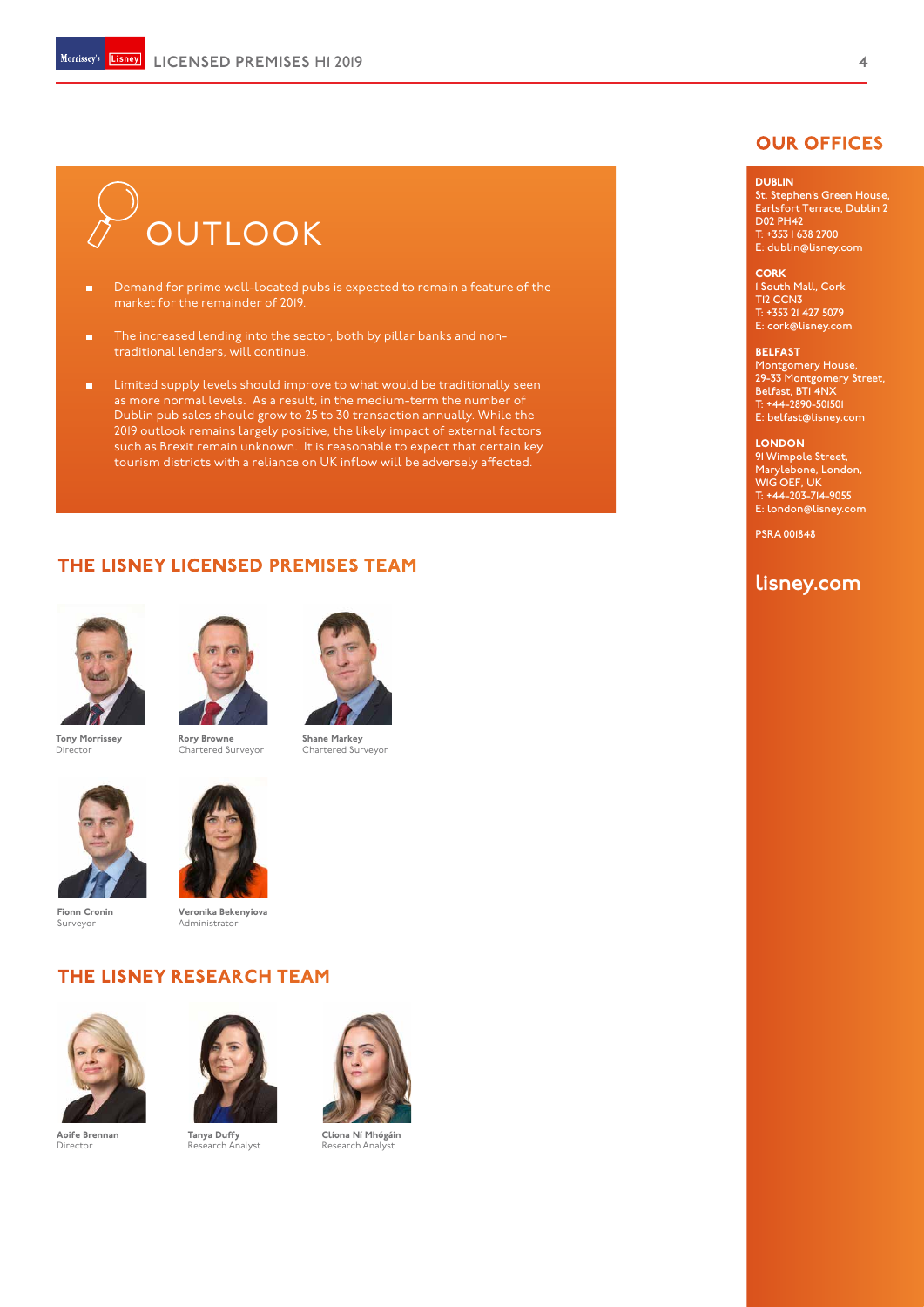# OUTLOOK

- Demand for prime well-located pubs is expected to remain a feature of the market for the remainder of 2019.
- The increased lending into the sector, both by pillar banks and non-traditional lenders, will continue.
- Limited supply levels should improve to what would be traditionally seen as more normal levels. As a result, in the medium-term the number of Dublin pub sales should grow to 25 to 30 transaction annually. While the 2019 outlook remains largely positive, the likely impact of external factors such as Brexit remain unknown. It is reasonable to expect that certain key tourism districts with a reliance on UK inflow will be adversely affected.

## THE LISNEY LICENSED PREMISES TEAM

**Tony Morrissey**
Director

**Rory Browne**
Chartered Surveyor

**Shane Markey**
Chartered Surveyor

**Fionn Cronin**
Surveyor

**Veronika Bekenyiova**
Administrator

## THE LISNEY RESEARCH TEAM

**Aoife Brennan**
Director

**Tanya Duffy**
Research Analyst

**Clíona Ní Mhógáin**
Research Analyst

## OUR OFFICES

**DUBLIN**
St. Stephen's Green House,
Earlsfort Terrace, Dublin 2
D02 PH42
T: +353 1 638 2700
E: dublin@lisney.com

**CORK**
1 South Mall, Cork
T12 CCN3
T: +353 21 427 5079
E: cork@lisney.com

**BELFAST**
Montgomery House,
29-33 Montgomery Street,
Belfast, BT1 4NX
T: +44-2890-501501
E: belfast@lisney.com

**LONDON**
91 Wimpole Street,
Marylebone, London,
W1G 0EF, UK
T: +44-203-714-9055
E: london@lisney.com

PSRA 001848

**lisney.com**